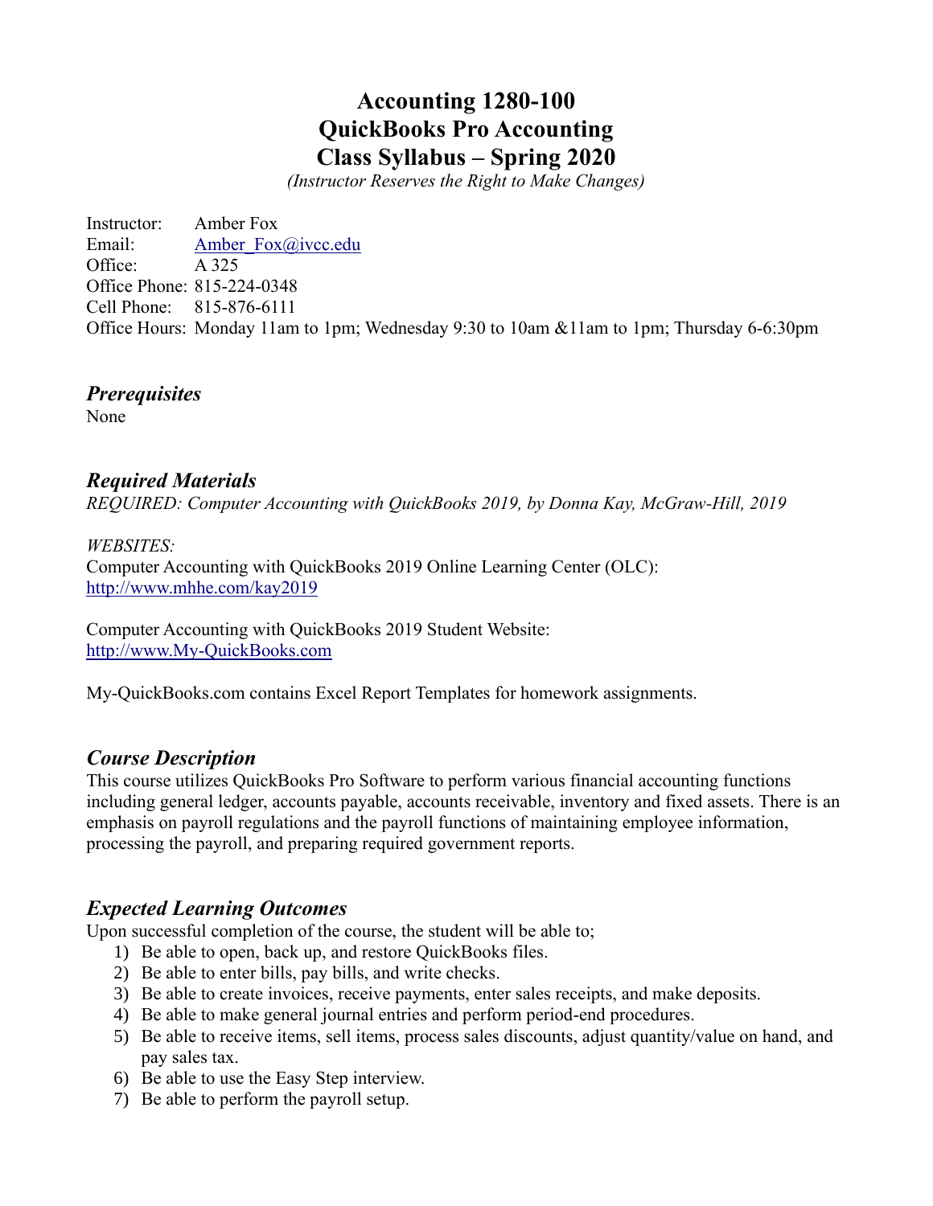# Accounting 1280-100
# QuickBooks Pro Accounting
# Class Syllabus – Spring 2020

*(Instructor Reserves the Right to Make Changes)*

Instructor: Amber Fox
Email: [Amber_Fox@ivcc.edu](mailto:Amber_Fox@ivcc.edu)
Office: A 325
Office Phone: 815-224-0348
Cell Phone: 815-876-6111
Office Hours: Monday 11am to 1pm; Wednesday 9:30 to 10am &11am to 1pm; Thursday 6-6:30pm

## *Prerequisites*

None

## *Required Materials*

*REQUIRED: Computer Accounting with QuickBooks 2019, by Donna Kay, McGraw-Hill, 2019*

*WEBSITES:*

Computer Accounting with QuickBooks 2019 Online Learning Center (OLC):
[http://www.mhhe.com/kay2019](http://www.mhhe.com/kay2019)

Computer Accounting with QuickBooks 2019 Student Website:
[http://www.My-QuickBooks.com](http://www.My-QuickBooks.com)

My-QuickBooks.com contains Excel Report Templates for homework assignments.

## *Course Description*

This course utilizes QuickBooks Pro Software to perform various financial accounting functions including general ledger, accounts payable, accounts receivable, inventory and fixed assets. There is an emphasis on payroll regulations and the payroll functions of maintaining employee information, processing the payroll, and preparing required government reports.

## *Expected Learning Outcomes*

Upon successful completion of the course, the student will be able to;

1) Be able to open, back up, and restore QuickBooks files.
2) Be able to enter bills, pay bills, and write checks.
3) Be able to create invoices, receive payments, enter sales receipts, and make deposits.
4) Be able to make general journal entries and perform period-end procedures.
5) Be able to receive items, sell items, process sales discounts, adjust quantity/value on hand, and pay sales tax.
6) Be able to use the Easy Step interview.
7) Be able to perform the payroll setup.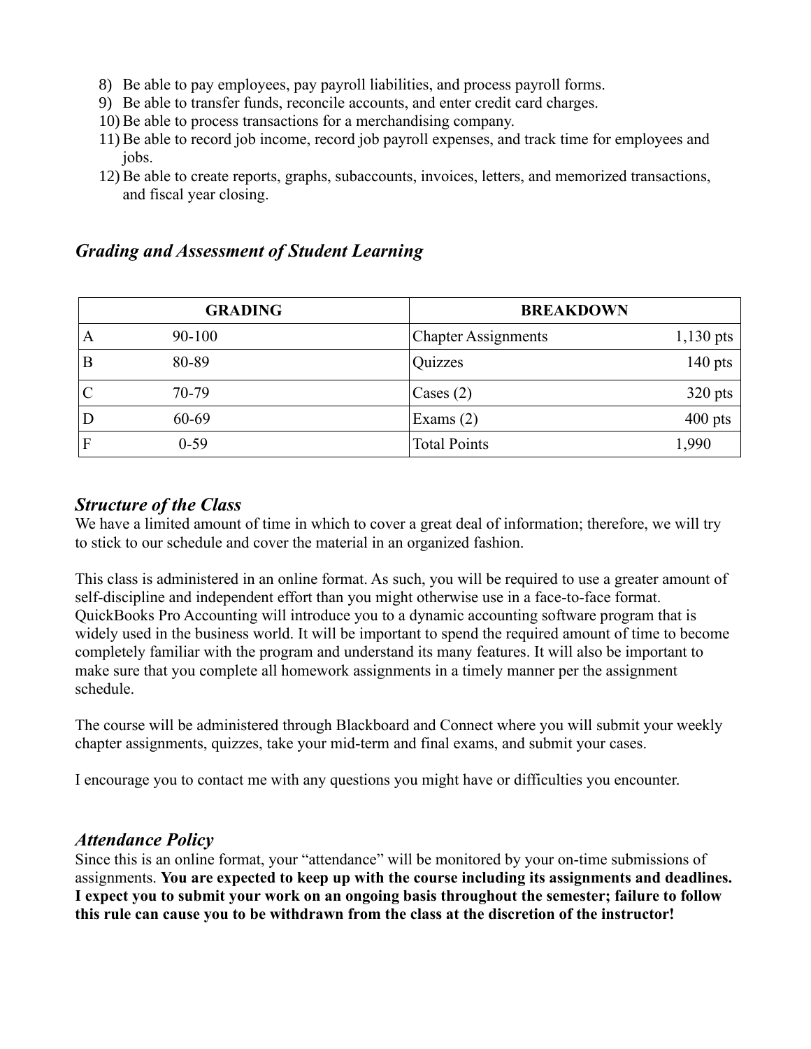8) Be able to pay employees, pay payroll liabilities, and process payroll forms.
9) Be able to transfer funds, reconcile accounts, and enter credit card charges.
10) Be able to process transactions for a merchandising company.
11) Be able to record job income, record job payroll expenses, and track time for employees and jobs.
12) Be able to create reports, graphs, subaccounts, invoices, letters, and memorized transactions, and fiscal year closing.

## *Grading and Assessment of Student Learning*

| GRADING | | BREAKDOWN | |
|---|---|---|---|
| A | 90-100 | Chapter Assignments | 1,130 pts |
| B | 80-89 | Quizzes | 140 pts |
| C | 70-79 | Cases (2) | 320 pts |
| D | 60-69 | Exams (2) | 400 pts |
| F | 0-59 | Total Points | 1,990 |

## *Structure of the Class*

We have a limited amount of time in which to cover a great deal of information; therefore, we will try to stick to our schedule and cover the material in an organized fashion.

This class is administered in an online format. As such, you will be required to use a greater amount of self-discipline and independent effort than you might otherwise use in a face-to-face format. QuickBooks Pro Accounting will introduce you to a dynamic accounting software program that is widely used in the business world. It will be important to spend the required amount of time to become completely familiar with the program and understand its many features. It will also be important to make sure that you complete all homework assignments in a timely manner per the assignment schedule.

The course will be administered through Blackboard and Connect where you will submit your weekly chapter assignments, quizzes, take your mid-term and final exams, and submit your cases.

I encourage you to contact me with any questions you might have or difficulties you encounter.

## *Attendance Policy*

Since this is an online format, your "attendance" will be monitored by your on-time submissions of assignments. **You are expected to keep up with the course including its assignments and deadlines. I expect you to submit your work on an ongoing basis throughout the semester; failure to follow this rule can cause you to be withdrawn from the class at the discretion of the instructor!**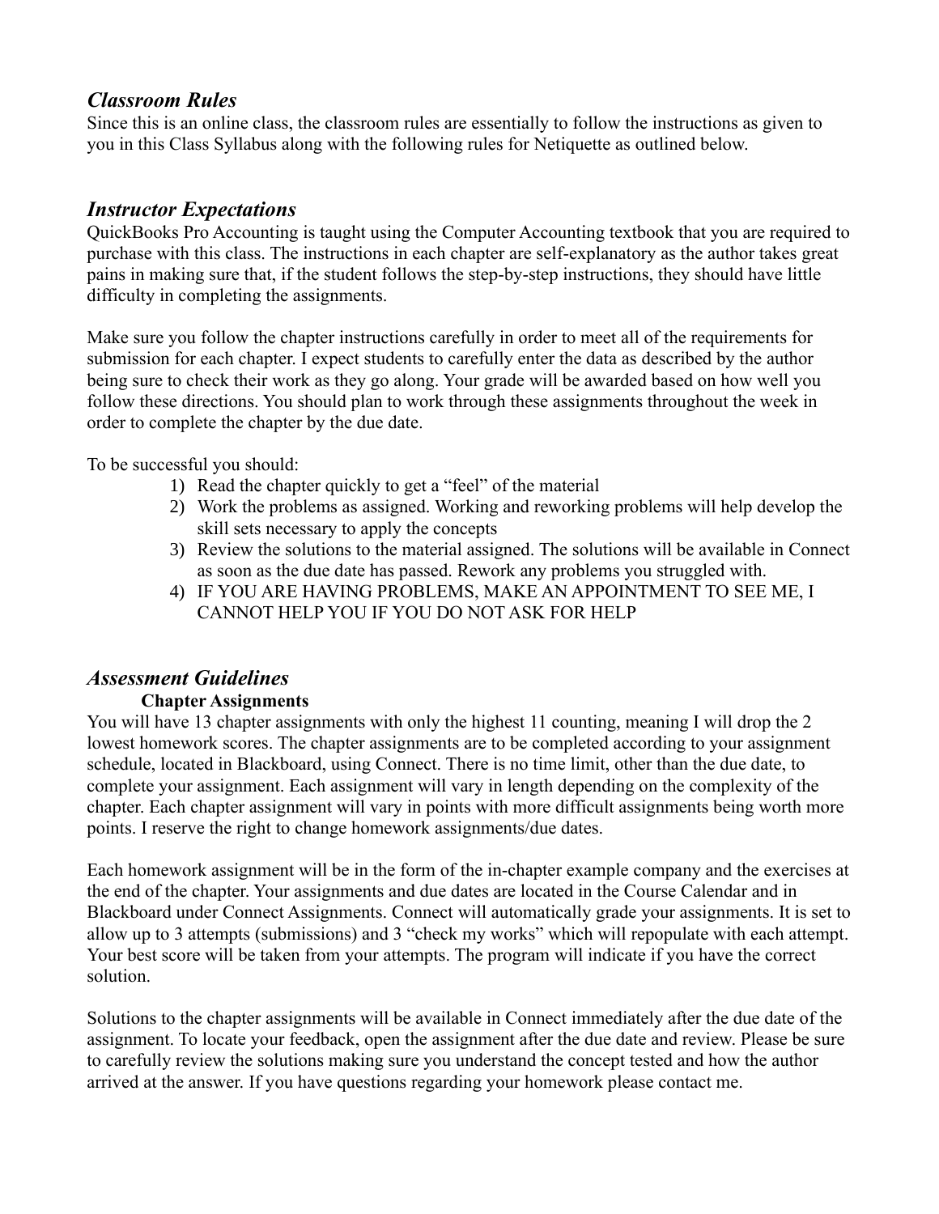## *Classroom Rules*

Since this is an online class, the classroom rules are essentially to follow the instructions as given to you in this Class Syllabus along with the following rules for Netiquette as outlined below.

## *Instructor Expectations*

QuickBooks Pro Accounting is taught using the Computer Accounting textbook that you are required to purchase with this class. The instructions in each chapter are self-explanatory as the author takes great pains in making sure that, if the student follows the step-by-step instructions, they should have little difficulty in completing the assignments.

Make sure you follow the chapter instructions carefully in order to meet all of the requirements for submission for each chapter. I expect students to carefully enter the data as described by the author being sure to check their work as they go along. Your grade will be awarded based on how well you follow these directions. You should plan to work through these assignments throughout the week in order to complete the chapter by the due date.

To be successful you should:

1) Read the chapter quickly to get a "feel" of the material
2) Work the problems as assigned. Working and reworking problems will help develop the skill sets necessary to apply the concepts
3) Review the solutions to the material assigned. The solutions will be available in Connect as soon as the due date has passed. Rework any problems you struggled with.
4) IF YOU ARE HAVING PROBLEMS, MAKE AN APPOINTMENT TO SEE ME, I CANNOT HELP YOU IF YOU DO NOT ASK FOR HELP

## *Assessment Guidelines*

### Chapter Assignments

You will have 13 chapter assignments with only the highest 11 counting, meaning I will drop the 2 lowest homework scores. The chapter assignments are to be completed according to your assignment schedule, located in Blackboard, using Connect. There is no time limit, other than the due date, to complete your assignment. Each assignment will vary in length depending on the complexity of the chapter. Each chapter assignment will vary in points with more difficult assignments being worth more points. I reserve the right to change homework assignments/due dates.

Each homework assignment will be in the form of the in-chapter example company and the exercises at the end of the chapter. Your assignments and due dates are located in the Course Calendar and in Blackboard under Connect Assignments. Connect will automatically grade your assignments. It is set to allow up to 3 attempts (submissions) and 3 "check my works" which will repopulate with each attempt. Your best score will be taken from your attempts. The program will indicate if you have the correct solution.

Solutions to the chapter assignments will be available in Connect immediately after the due date of the assignment. To locate your feedback, open the assignment after the due date and review. Please be sure to carefully review the solutions making sure you understand the concept tested and how the author arrived at the answer. If you have questions regarding your homework please contact me.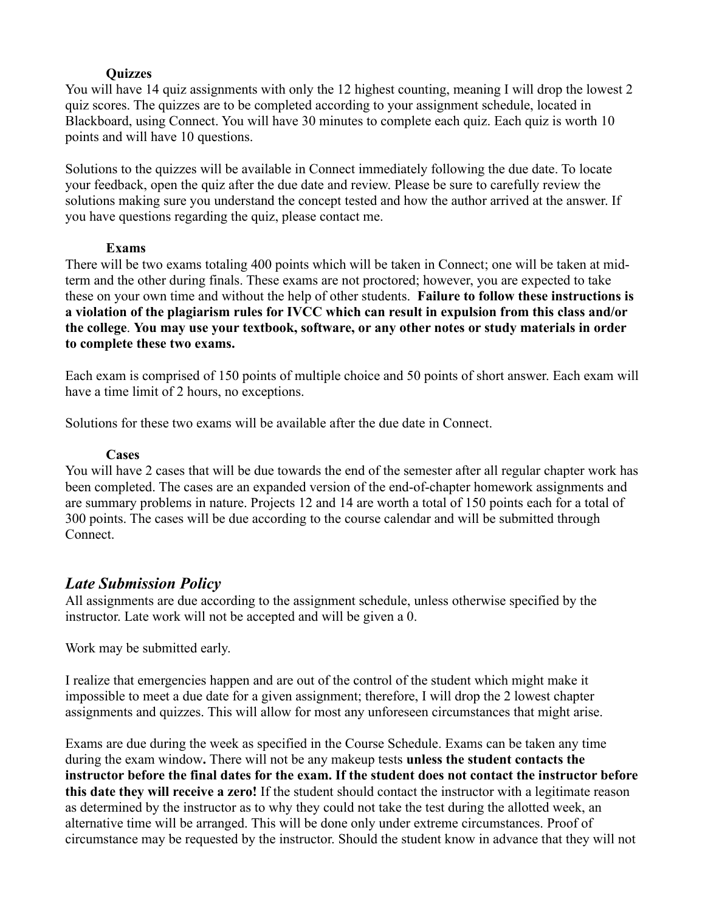**Quizzes**

You will have 14 quiz assignments with only the 12 highest counting, meaning I will drop the lowest 2 quiz scores. The quizzes are to be completed according to your assignment schedule, located in Blackboard, using Connect. You will have 30 minutes to complete each quiz. Each quiz is worth 10 points and will have 10 questions.

Solutions to the quizzes will be available in Connect immediately following the due date. To locate your feedback, open the quiz after the due date and review. Please be sure to carefully review the solutions making sure you understand the concept tested and how the author arrived at the answer. If you have questions regarding the quiz, please contact me.

**Exams**

There will be two exams totaling 400 points which will be taken in Connect; one will be taken at mid-term and the other during finals. These exams are not proctored; however, you are expected to take these on your own time and without the help of other students. **Failure to follow these instructions is a violation of the plagiarism rules for IVCC which can result in expulsion from this class and/or the college**. **You may use your textbook, software, or any other notes or study materials in order to complete these two exams.**

Each exam is comprised of 150 points of multiple choice and 50 points of short answer. Each exam will have a time limit of 2 hours, no exceptions.

Solutions for these two exams will be available after the due date in Connect.

**Cases**

You will have 2 cases that will be due towards the end of the semester after all regular chapter work has been completed. The cases are an expanded version of the end-of-chapter homework assignments and are summary problems in nature. Projects 12 and 14 are worth a total of 150 points each for a total of 300 points. The cases will be due according to the course calendar and will be submitted through Connect.

## *Late Submission Policy*

All assignments are due according to the assignment schedule, unless otherwise specified by the instructor. Late work will not be accepted and will be given a 0.

Work may be submitted early.

I realize that emergencies happen and are out of the control of the student which might make it impossible to meet a due date for a given assignment; therefore, I will drop the 2 lowest chapter assignments and quizzes. This will allow for most any unforeseen circumstances that might arise.

Exams are due during the week as specified in the Course Schedule. Exams can be taken any time during the exam window**.** There will not be any makeup tests **unless the student contacts the instructor before the final dates for the exam. If the student does not contact the instructor before this date they will receive a zero!** If the student should contact the instructor with a legitimate reason as determined by the instructor as to why they could not take the test during the allotted week, an alternative time will be arranged. This will be done only under extreme circumstances. Proof of circumstance may be requested by the instructor. Should the student know in advance that they will not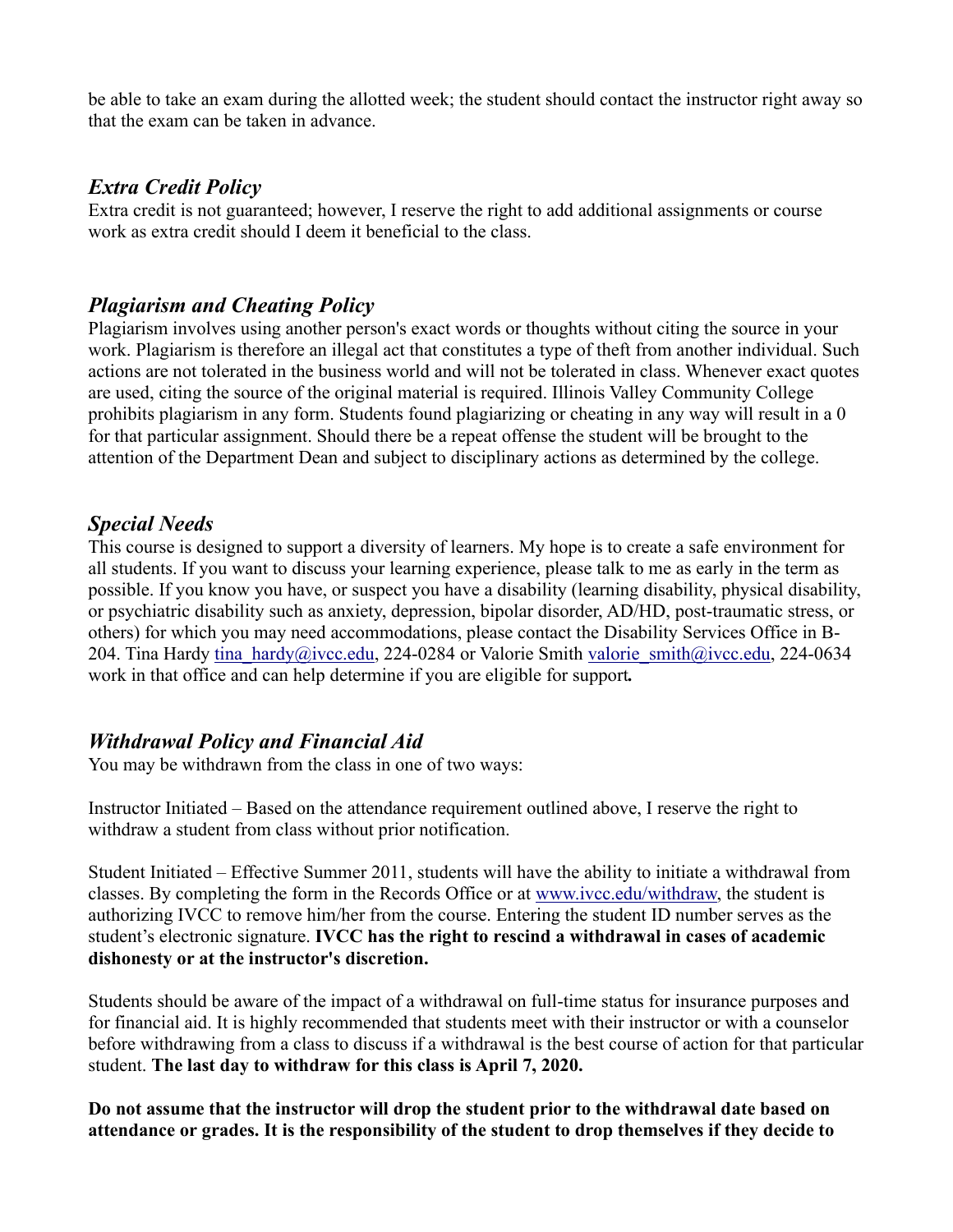be able to take an exam during the allotted week; the student should contact the instructor right away so that the exam can be taken in advance.

### *Extra Credit Policy*

Extra credit is not guaranteed; however, I reserve the right to add additional assignments or course work as extra credit should I deem it beneficial to the class.

### *Plagiarism and Cheating Policy*

Plagiarism involves using another person's exact words or thoughts without citing the source in your work. Plagiarism is therefore an illegal act that constitutes a type of theft from another individual. Such actions are not tolerated in the business world and will not be tolerated in class. Whenever exact quotes are used, citing the source of the original material is required. Illinois Valley Community College prohibits plagiarism in any form. Students found plagiarizing or cheating in any way will result in a 0 for that particular assignment. Should there be a repeat offense the student will be brought to the attention of the Department Dean and subject to disciplinary actions as determined by the college.

### *Special Needs*

This course is designed to support a diversity of learners. My hope is to create a safe environment for all students. If you want to discuss your learning experience, please talk to me as early in the term as possible. If you know you have, or suspect you have a disability (learning disability, physical disability, or psychiatric disability such as anxiety, depression, bipolar disorder, AD/HD, post-traumatic stress, or others) for which you may need accommodations, please contact the Disability Services Office in B-204. Tina Hardy tina_hardy@ivcc.edu, 224-0284 or Valorie Smith valorie_smith@ivcc.edu, 224-0634 work in that office and can help determine if you are eligible for support**.**

### *Withdrawal Policy and Financial Aid*

You may be withdrawn from the class in one of two ways:

Instructor Initiated – Based on the attendance requirement outlined above, I reserve the right to withdraw a student from class without prior notification.

Student Initiated – Effective Summer 2011, students will have the ability to initiate a withdrawal from classes. By completing the form in the Records Office or at www.ivcc.edu/withdraw, the student is authorizing IVCC to remove him/her from the course. Entering the student ID number serves as the student's electronic signature. **IVCC has the right to rescind a withdrawal in cases of academic dishonesty or at the instructor's discretion.**

Students should be aware of the impact of a withdrawal on full-time status for insurance purposes and for financial aid. It is highly recommended that students meet with their instructor or with a counselor before withdrawing from a class to discuss if a withdrawal is the best course of action for that particular student. **The last day to withdraw for this class is April 7, 2020.**

**Do not assume that the instructor will drop the student prior to the withdrawal date based on attendance or grades. It is the responsibility of the student to drop themselves if they decide to**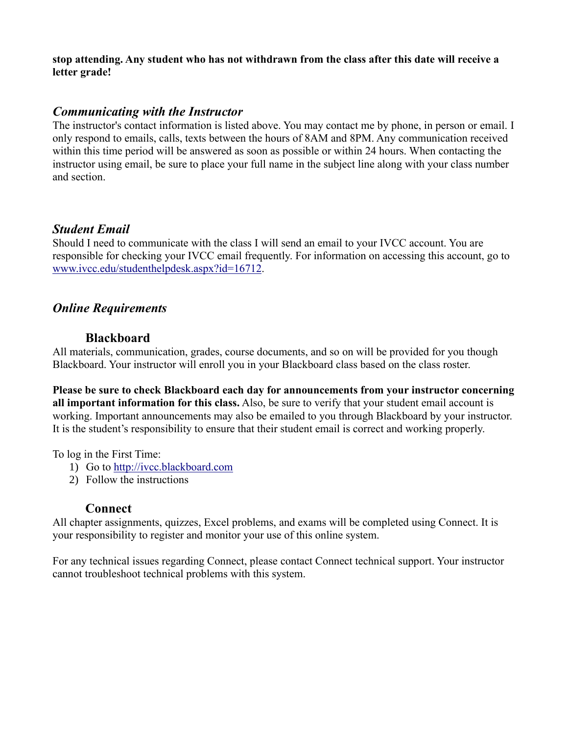**stop attending. Any student who has not withdrawn from the class after this date will receive a letter grade!**

## *Communicating with the Instructor*

The instructor's contact information is listed above. You may contact me by phone, in person or email. I only respond to emails, calls, texts between the hours of 8AM and 8PM. Any communication received within this time period will be answered as soon as possible or within 24 hours. When contacting the instructor using email, be sure to place your full name in the subject line along with your class number and section.

## *Student Email*

Should I need to communicate with the class I will send an email to your IVCC account. You are responsible for checking your IVCC email frequently. For information on accessing this account, go to [www.ivcc.edu/studenthelpdesk.aspx?id=16712](www.ivcc.edu/studenthelpdesk.aspx?id=16712).

## *Online Requirements*

### Blackboard

All materials, communication, grades, course documents, and so on will be provided for you though Blackboard. Your instructor will enroll you in your Blackboard class based on the class roster.

**Please be sure to check Blackboard each day for announcements from your instructor concerning all important information for this class.** Also, be sure to verify that your student email account is working. Important announcements may also be emailed to you through Blackboard by your instructor. It is the student's responsibility to ensure that their student email is correct and working properly.

To log in the First Time:

1) Go to [http://ivcc.blackboard.com](http://ivcc.blackboard.com)
2) Follow the instructions

### Connect

All chapter assignments, quizzes, Excel problems, and exams will be completed using Connect. It is your responsibility to register and monitor your use of this online system.

For any technical issues regarding Connect, please contact Connect technical support. Your instructor cannot troubleshoot technical problems with this system.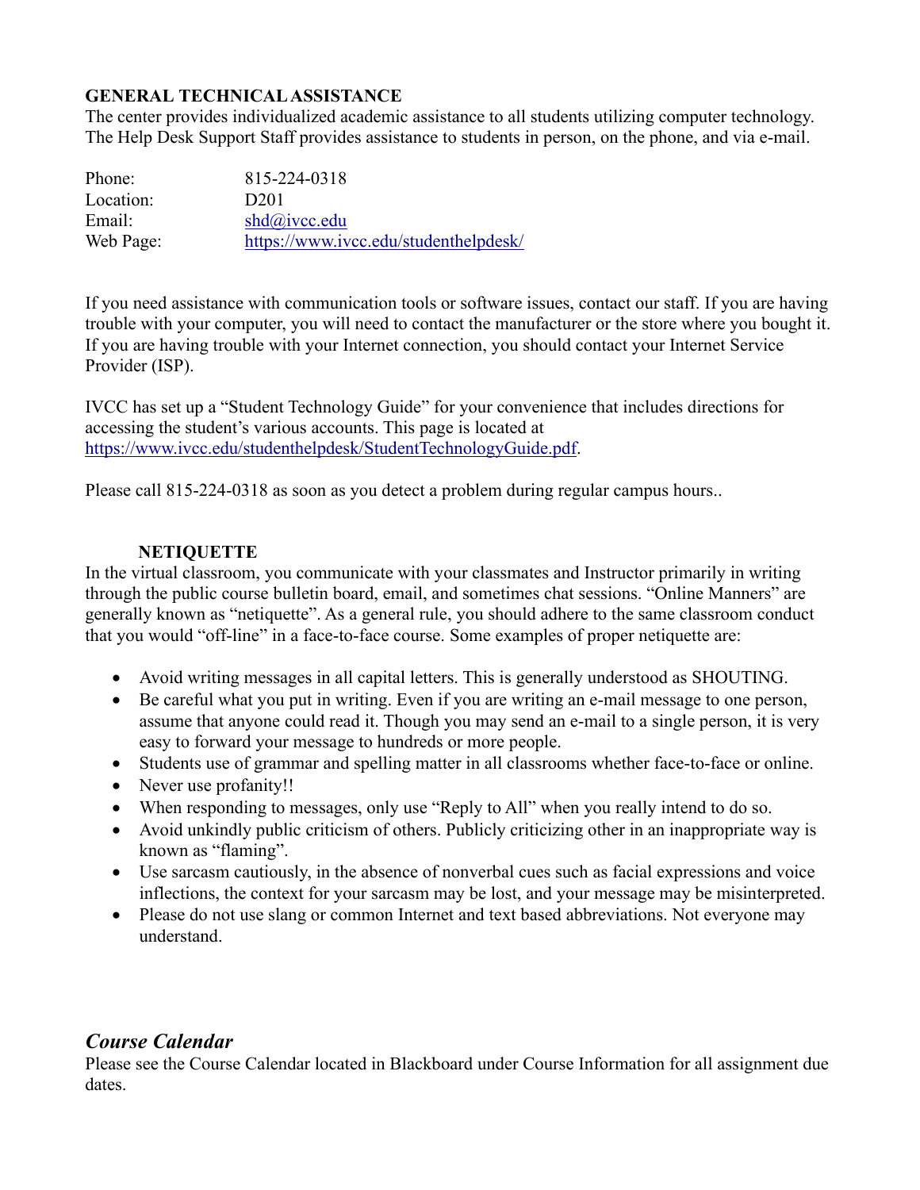**GENERAL TECHNICAL ASSISTANCE**

The center provides individualized academic assistance to all students utilizing computer technology. The Help Desk Support Staff provides assistance to students in person, on the phone, and via e-mail.

| | |
|---|---|
| Phone: | 815-224-0318 |
| Location: | D201 |
| Email: | shd@ivcc.edu |
| Web Page: | https://www.ivcc.edu/studenthelpdesk/ |

If you need assistance with communication tools or software issues, contact our staff. If you are having trouble with your computer, you will need to contact the manufacturer or the store where you bought it. If you are having trouble with your Internet connection, you should contact your Internet Service Provider (ISP).

IVCC has set up a "Student Technology Guide" for your convenience that includes directions for accessing the student's various accounts. This page is located at https://www.ivcc.edu/studenthelpdesk/StudentTechnologyGuide.pdf.

Please call 815-224-0318 as soon as you detect a problem during regular campus hours..

**NETIQUETTE**

In the virtual classroom, you communicate with your classmates and Instructor primarily in writing through the public course bulletin board, email, and sometimes chat sessions. "Online Manners" are generally known as "netiquette". As a general rule, you should adhere to the same classroom conduct that you would "off-line" in a face-to-face course. Some examples of proper netiquette are:

- Avoid writing messages in all capital letters. This is generally understood as SHOUTING.
- Be careful what you put in writing. Even if you are writing an e-mail message to one person, assume that anyone could read it. Though you may send an e-mail to a single person, it is very easy to forward your message to hundreds or more people.
- Students use of grammar and spelling matter in all classrooms whether face-to-face or online.
- Never use profanity!!
- When responding to messages, only use "Reply to All" when you really intend to do so.
- Avoid unkindly public criticism of others. Publicly criticizing other in an inappropriate way is known as "flaming".
- Use sarcasm cautiously, in the absence of nonverbal cues such as facial expressions and voice inflections, the context for your sarcasm may be lost, and your message may be misinterpreted.
- Please do not use slang or common Internet and text based abbreviations. Not everyone may understand.

## *Course Calendar*

Please see the Course Calendar located in Blackboard under Course Information for all assignment due dates.